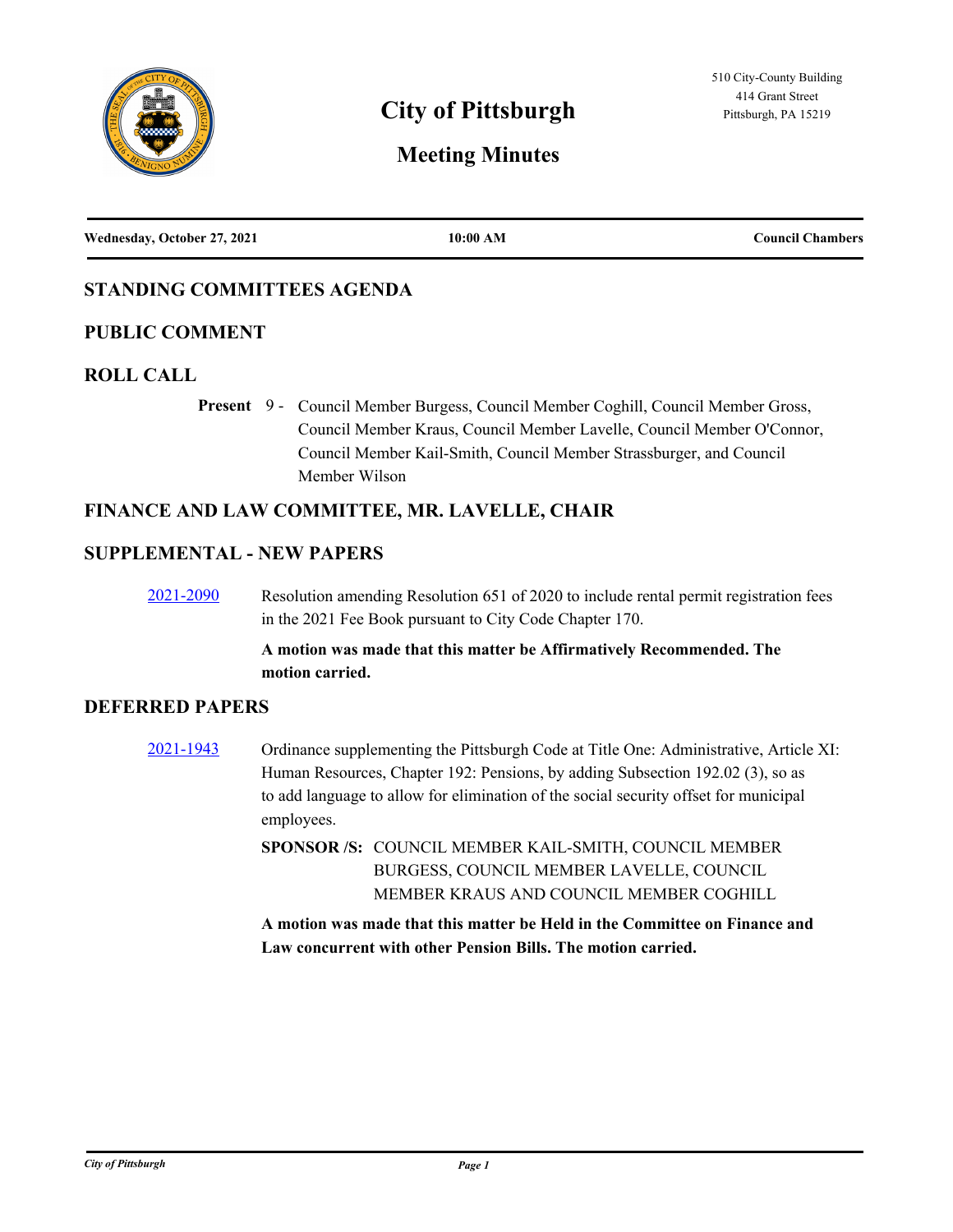# City of Pittsburgh

## Meeting Minutes

510 City-County Building
414 Grant Street
Pittsburgh, PA 15219

| Wednesday, October 27, 2021 | 10:00 AM | Council Chambers |
|---|---|---|

## STANDING COMMITTEES AGENDA

## PUBLIC COMMENT

## ROLL CALL

**Present** 9 - Council Member Burgess, Council Member Coghill, Council Member Gross, Council Member Kraus, Council Member Lavelle, Council Member O'Connor, Council Member Kail-Smith, Council Member Strassburger, and Council Member Wilson

## FINANCE AND LAW COMMITTEE, MR. LAVELLE, CHAIR

## SUPPLEMENTAL - NEW PAPERS

2021-2090 Resolution amending Resolution 651 of 2020 to include rental permit registration fees in the 2021 Fee Book pursuant to City Code Chapter 170.

**A motion was made that this matter be Affirmatively Recommended. The motion carried.**

## DEFERRED PAPERS

2021-1943 Ordinance supplementing the Pittsburgh Code at Title One: Administrative, Article XI: Human Resources, Chapter 192: Pensions, by adding Subsection 192.02 (3), so as to add language to allow for elimination of the social security offset for municipal employees.

**SPONSOR /S:** COUNCIL MEMBER KAIL-SMITH, COUNCIL MEMBER BURGESS, COUNCIL MEMBER LAVELLE, COUNCIL MEMBER KRAUS AND COUNCIL MEMBER COGHILL

**A motion was made that this matter be Held in the Committee on Finance and Law concurrent with other Pension Bills. The motion carried.**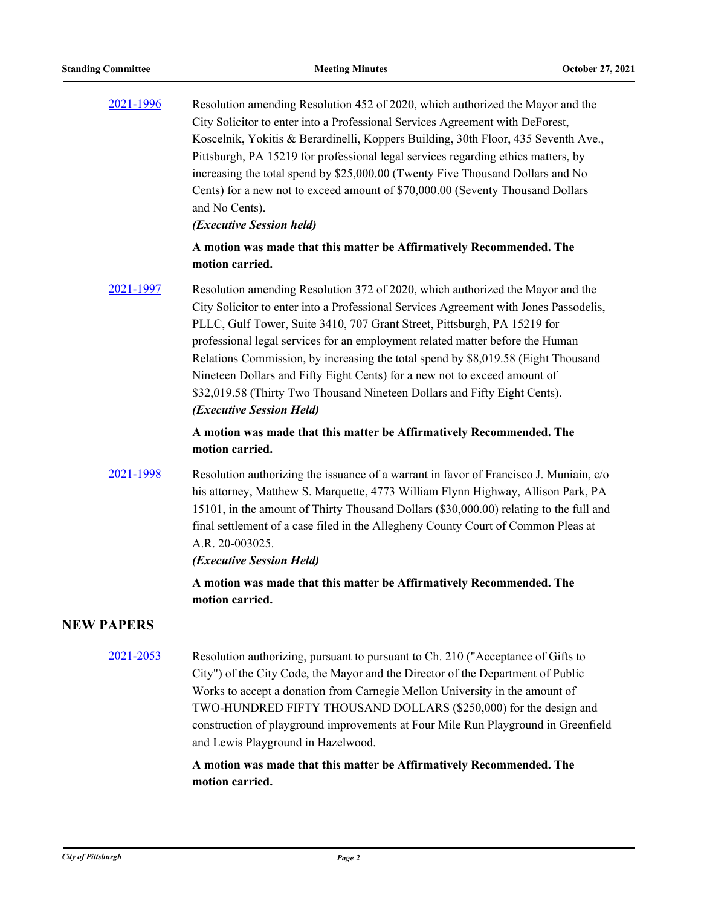[2021-1996](#) Resolution amending Resolution 452 of 2020, which authorized the Mayor and the City Solicitor to enter into a Professional Services Agreement with DeForest, Koscelnik, Yokitis & Berardinelli, Koppers Building, 30th Floor, 435 Seventh Ave., Pittsburgh, PA 15219 for professional legal services regarding ethics matters, by increasing the total spend by $25,000.00 (Twenty Five Thousand Dollars and No Cents) for a new not to exceed amount of $70,000.00 (Seventy Thousand Dollars and No Cents).

***(Executive Session held)***

**A motion was made that this matter be Affirmatively Recommended. The motion carried.**

[2021-1997](#) Resolution amending Resolution 372 of 2020, which authorized the Mayor and the City Solicitor to enter into a Professional Services Agreement with Jones Passodelis, PLLC, Gulf Tower, Suite 3410, 707 Grant Street, Pittsburgh, PA 15219 for professional legal services for an employment related matter before the Human Relations Commission, by increasing the total spend by $8,019.58 (Eight Thousand Nineteen Dollars and Fifty Eight Cents) for a new not to exceed amount of $32,019.58 (Thirty Two Thousand Nineteen Dollars and Fifty Eight Cents).

***(Executive Session Held)***

**A motion was made that this matter be Affirmatively Recommended. The motion carried.**

[2021-1998](#) Resolution authorizing the issuance of a warrant in favor of Francisco J. Muniain, c/o his attorney, Matthew S. Marquette, 4773 William Flynn Highway, Allison Park, PA 15101, in the amount of Thirty Thousand Dollars ($30,000.00) relating to the full and final settlement of a case filed in the Allegheny County Court of Common Pleas at A.R. 20-003025.

***(Executive Session Held)***

**A motion was made that this matter be Affirmatively Recommended. The motion carried.**

## NEW PAPERS

[2021-2053](#) Resolution authorizing, pursuant to pursuant to Ch. 210 ("Acceptance of Gifts to City") of the City Code, the Mayor and the Director of the Department of Public Works to accept a donation from Carnegie Mellon University in the amount of TWO-HUNDRED FIFTY THOUSAND DOLLARS ($250,000) for the design and construction of playground improvements at Four Mile Run Playground in Greenfield and Lewis Playground in Hazelwood.

**A motion was made that this matter be Affirmatively Recommended. The motion carried.**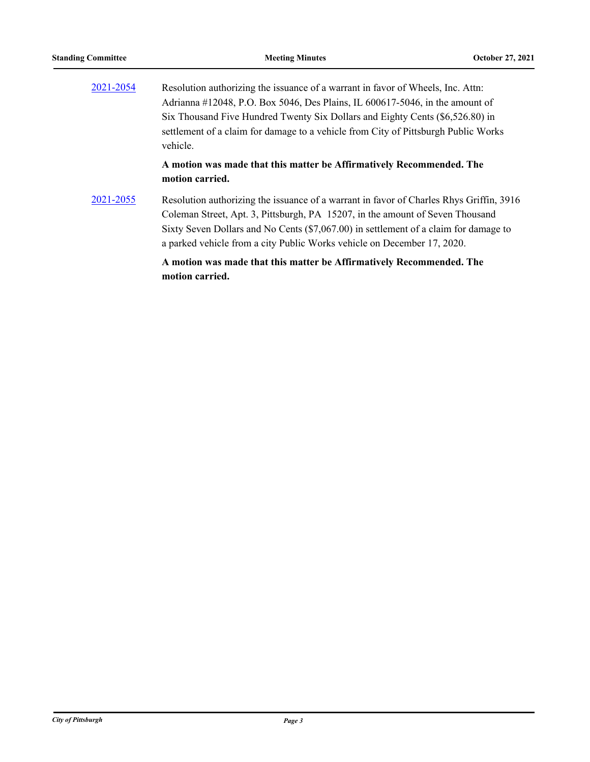[2021-2054] Resolution authorizing the issuance of a warrant in favor of Wheels, Inc. Attn: Adrianna #12048, P.O. Box 5046, Des Plains, IL 600617-5046, in the amount of Six Thousand Five Hundred Twenty Six Dollars and Eighty Cents ($6,526.80) in settlement of a claim for damage to a vehicle from City of Pittsburgh Public Works vehicle.

**A motion was made that this matter be Affirmatively Recommended. The motion carried.**

[2021-2055] Resolution authorizing the issuance of a warrant in favor of Charles Rhys Griffin, 3916 Coleman Street, Apt. 3, Pittsburgh, PA 15207, in the amount of Seven Thousand Sixty Seven Dollars and No Cents ($7,067.00) in settlement of a claim for damage to a parked vehicle from a city Public Works vehicle on December 17, 2020.

**A motion was made that this matter be Affirmatively Recommended. The motion carried.**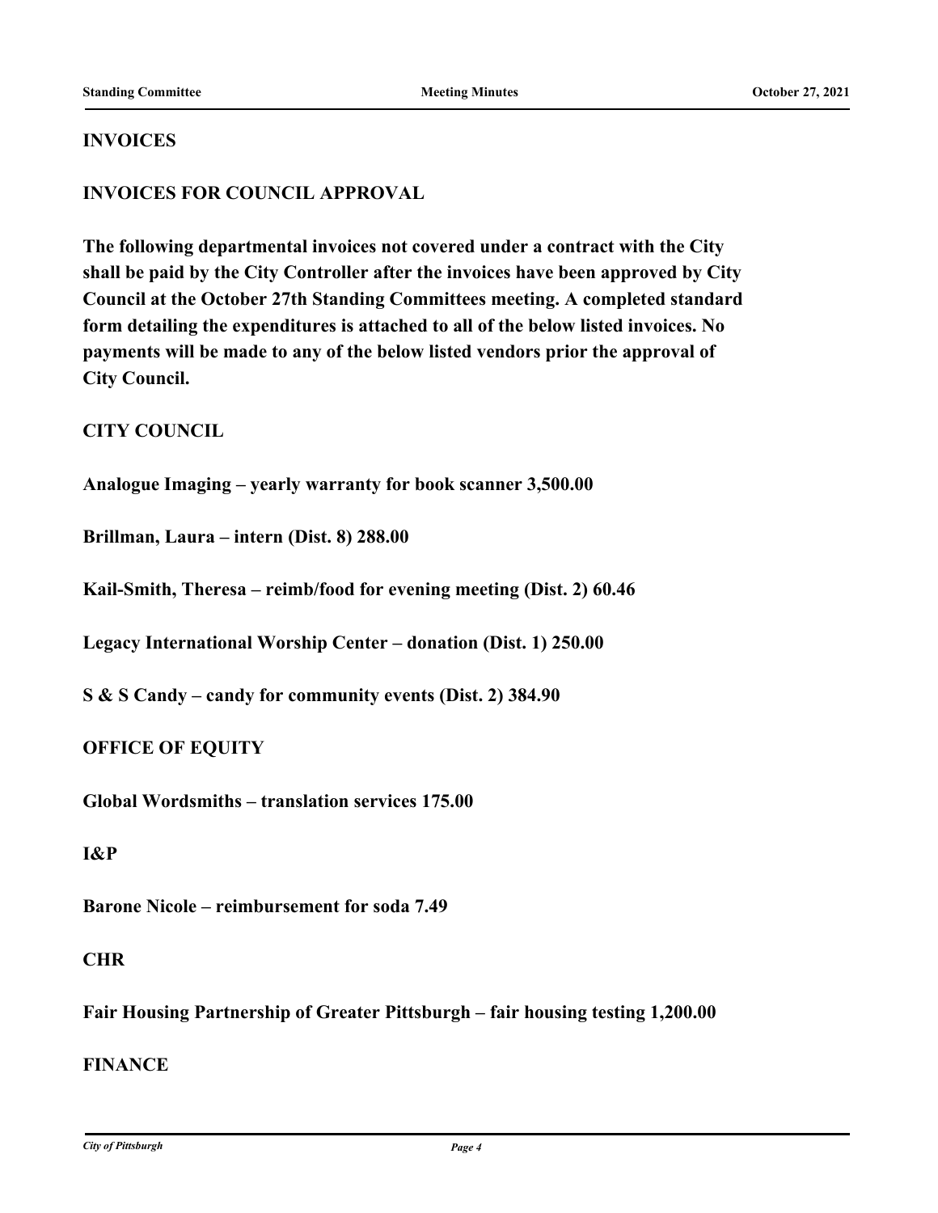## INVOICES

## INVOICES FOR COUNCIL APPROVAL

**The following departmental invoices not covered under a contract with the City shall be paid by the City Controller after the invoices have been approved by City Council at the October 27th Standing Committees meeting. A completed standard form detailing the expenditures is attached to all of the below listed invoices. No payments will be made to any of the below listed vendors prior the approval of City Council.**

### CITY COUNCIL

**Analogue Imaging – yearly warranty for book scanner 3,500.00**

**Brillman, Laura – intern (Dist. 8) 288.00**

**Kail-Smith, Theresa – reimb/food for evening meeting (Dist. 2) 60.46**

**Legacy International Worship Center – donation (Dist. 1) 250.00**

**S & S Candy – candy for community events (Dist. 2) 384.90**

### OFFICE OF EQUITY

**Global Wordsmiths – translation services 175.00**

### I&P

**Barone Nicole – reimbursement for soda 7.49**

### CHR

**Fair Housing Partnership of Greater Pittsburgh – fair housing testing 1,200.00**

### FINANCE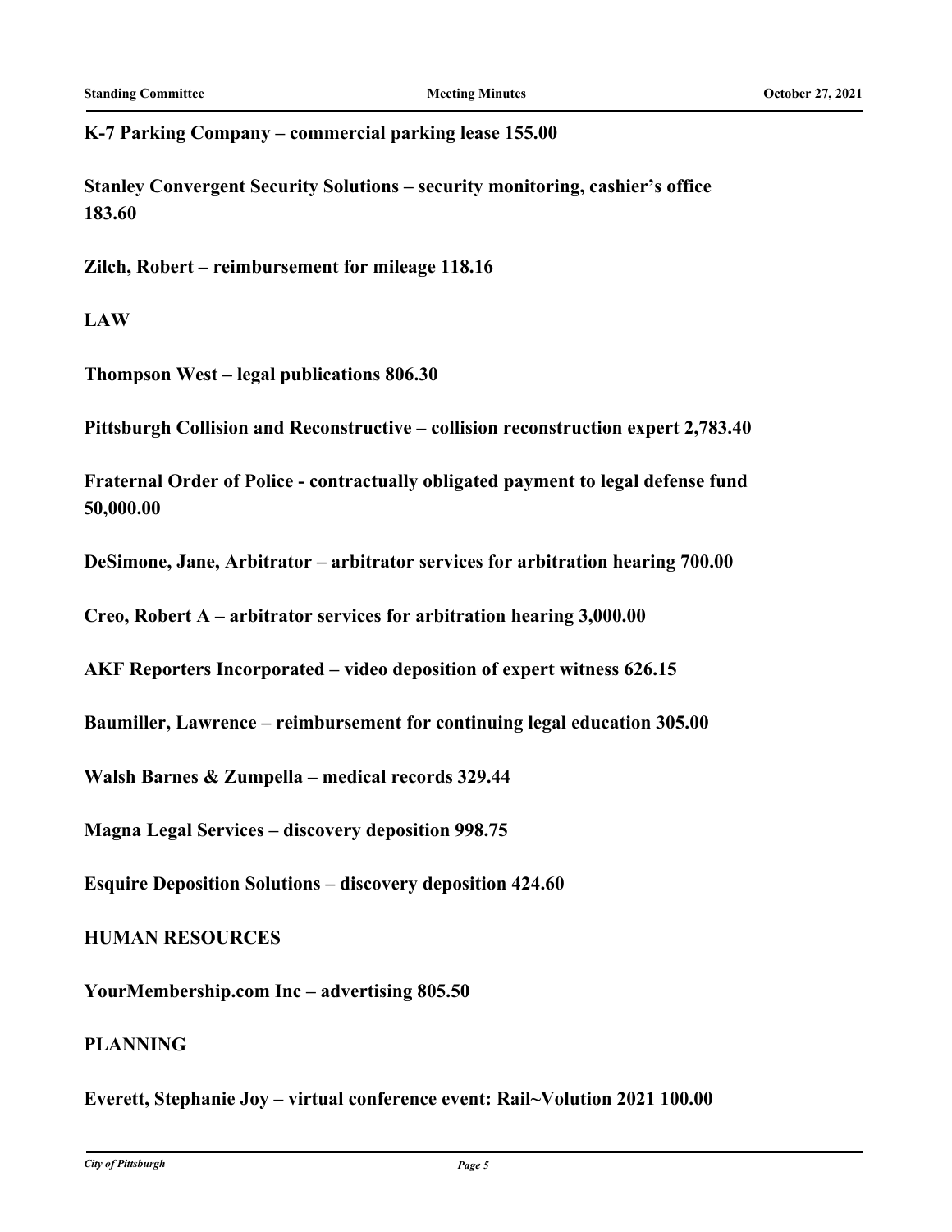**K-7 Parking Company – commercial parking lease 155.00**

**Stanley Convergent Security Solutions – security monitoring, cashier's office 183.60**

**Zilch, Robert – reimbursement for mileage 118.16**

**LAW**

**Thompson West – legal publications 806.30**

**Pittsburgh Collision and Reconstructive – collision reconstruction expert 2,783.40**

**Fraternal Order of Police - contractually obligated payment to legal defense fund 50,000.00**

**DeSimone, Jane, Arbitrator – arbitrator services for arbitration hearing 700.00**

**Creo, Robert A – arbitrator services for arbitration hearing 3,000.00**

**AKF Reporters Incorporated – video deposition of expert witness 626.15**

**Baumiller, Lawrence – reimbursement for continuing legal education 305.00**

**Walsh Barnes & Zumpella – medical records 329.44**

**Magna Legal Services – discovery deposition 998.75**

**Esquire Deposition Solutions – discovery deposition 424.60**

**HUMAN RESOURCES**

**YourMembership.com Inc – advertising 805.50**

**PLANNING**

**Everett, Stephanie Joy – virtual conference event: Rail~Volution 2021 100.00**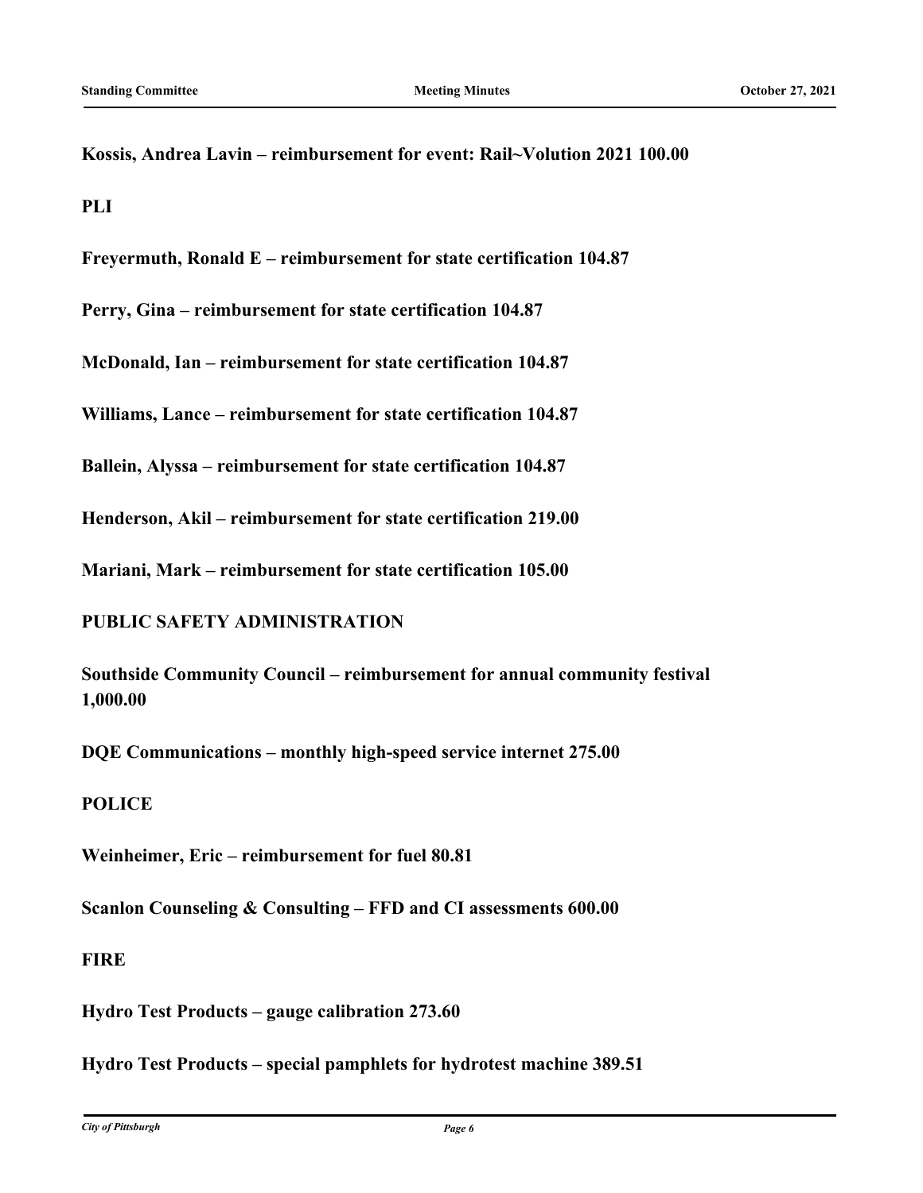**Kossis, Andrea Lavin – reimbursement for event: Rail~Volution 2021 100.00**

**PLI**

**Freyermuth, Ronald E – reimbursement for state certification 104.87**

**Perry, Gina – reimbursement for state certification 104.87**

**McDonald, Ian – reimbursement for state certification 104.87**

**Williams, Lance – reimbursement for state certification 104.87**

**Ballein, Alyssa – reimbursement for state certification 104.87**

**Henderson, Akil – reimbursement for state certification 219.00**

**Mariani, Mark – reimbursement for state certification 105.00**

**PUBLIC SAFETY ADMINISTRATION**

**Southside Community Council – reimbursement for annual community festival 1,000.00**

**DQE Communications – monthly high-speed service internet 275.00**

**POLICE**

**Weinheimer, Eric – reimbursement for fuel 80.81**

**Scanlon Counseling & Consulting – FFD and CI assessments 600.00**

**FIRE**

**Hydro Test Products – gauge calibration 273.60**

**Hydro Test Products – special pamphlets for hydrotest machine 389.51**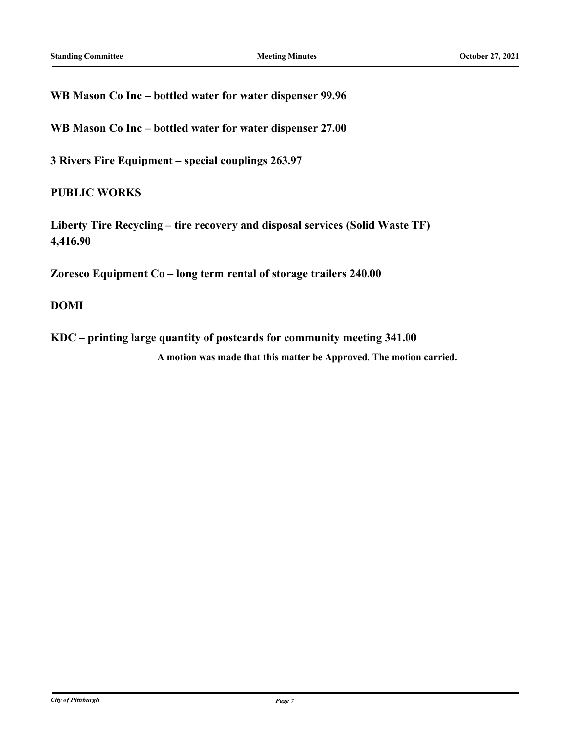**WB Mason Co Inc – bottled water for water dispenser 99.96**

**WB Mason Co Inc – bottled water for water dispenser 27.00**

**3 Rivers Fire Equipment – special couplings 263.97**

**PUBLIC WORKS**

**Liberty Tire Recycling – tire recovery and disposal services (Solid Waste TF) 4,416.90**

**Zoresco Equipment Co – long term rental of storage trailers 240.00**

**DOMI**

**KDC – printing large quantity of postcards for community meeting 341.00**

**A motion was made that this matter be Approved. The motion carried.**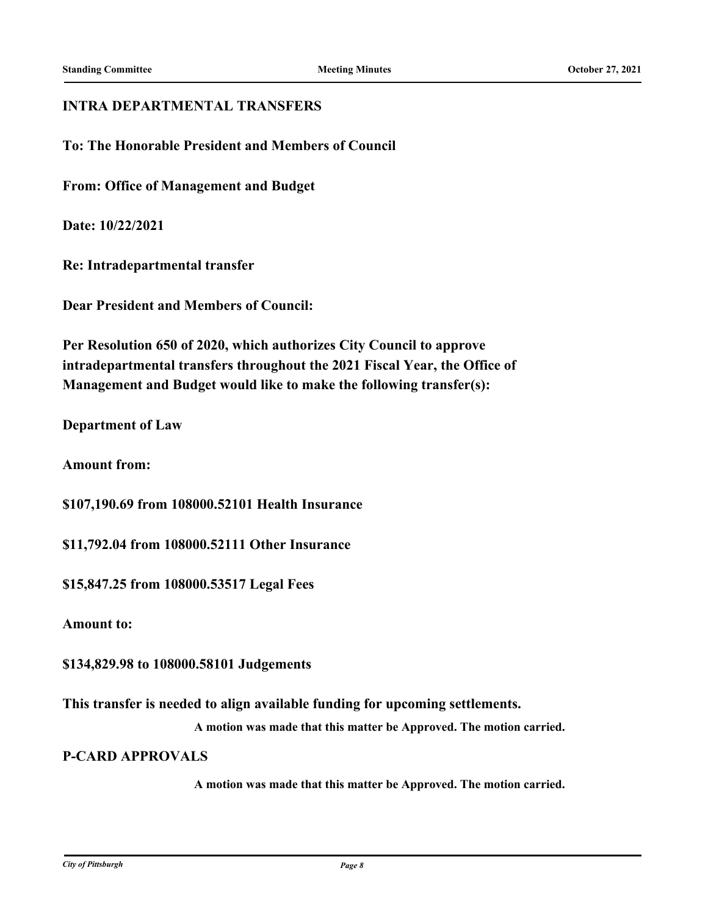## INTRA DEPARTMENTAL TRANSFERS

**To: The Honorable President and Members of Council**

**From: Office of Management and Budget**

**Date: 10/22/2021**

**Re: Intradepartmental transfer**

**Dear President and Members of Council:**

**Per Resolution 650 of 2020, which authorizes City Council to approve intradepartmental transfers throughout the 2021 Fiscal Year, the Office of Management and Budget would like to make the following transfer(s):**

**Department of Law**

**Amount from:**

**$107,190.69 from 108000.52101 Health Insurance**

**$11,792.04 from 108000.52111 Other Insurance**

**$15,847.25 from 108000.53517 Legal Fees**

**Amount to:**

**$134,829.98 to 108000.58101 Judgements**

**This transfer is needed to align available funding for upcoming settlements.**

**A motion was made that this matter be Approved. The motion carried.**

## P-CARD APPROVALS

**A motion was made that this matter be Approved. The motion carried.**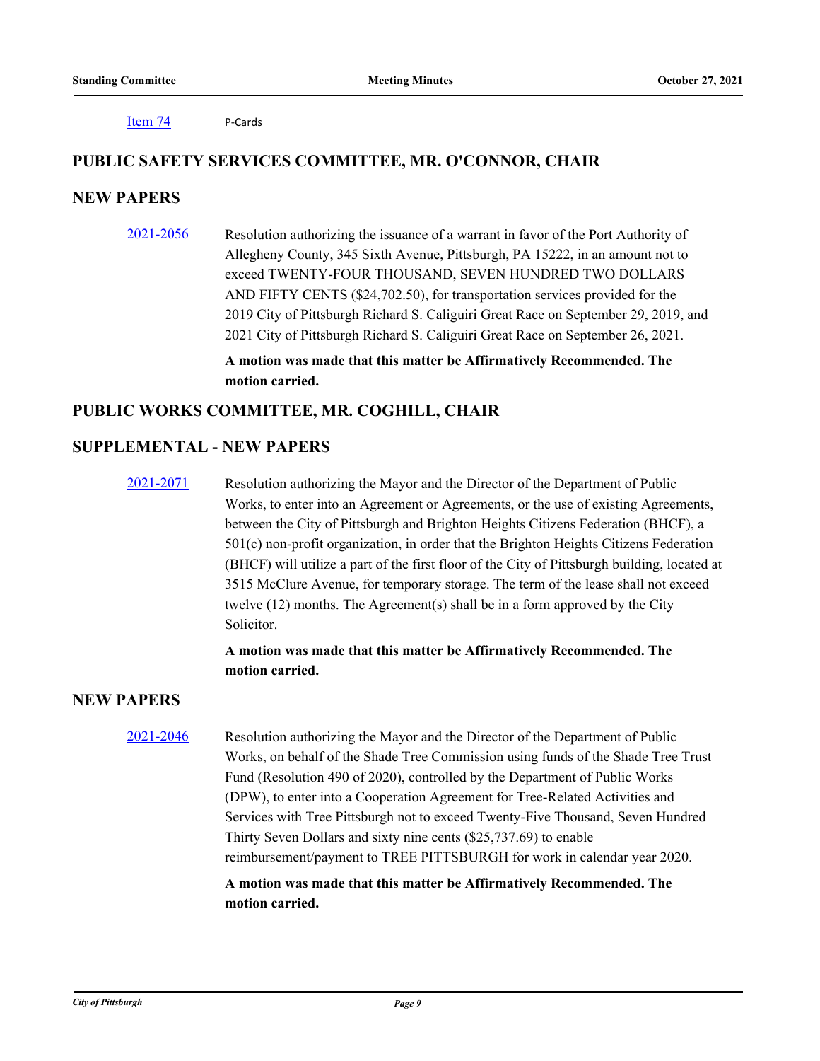[Item 74] P-Cards

## PUBLIC SAFETY SERVICES COMMITTEE, MR. O'CONNOR, CHAIR

## NEW PAPERS

2021-2056 Resolution authorizing the issuance of a warrant in favor of the Port Authority of Allegheny County, 345 Sixth Avenue, Pittsburgh, PA 15222, in an amount not to exceed TWENTY-FOUR THOUSAND, SEVEN HUNDRED TWO DOLLARS AND FIFTY CENTS ($24,702.50), for transportation services provided for the 2019 City of Pittsburgh Richard S. Caliguiri Great Race on September 29, 2019, and 2021 City of Pittsburgh Richard S. Caliguiri Great Race on September 26, 2021.

**A motion was made that this matter be Affirmatively Recommended. The motion carried.**

## PUBLIC WORKS COMMITTEE, MR. COGHILL, CHAIR

## SUPPLEMENTAL - NEW PAPERS

2021-2071 Resolution authorizing the Mayor and the Director of the Department of Public Works, to enter into an Agreement or Agreements, or the use of existing Agreements, between the City of Pittsburgh and Brighton Heights Citizens Federation (BHCF), a 501(c) non-profit organization, in order that the Brighton Heights Citizens Federation (BHCF) will utilize a part of the first floor of the City of Pittsburgh building, located at 3515 McClure Avenue, for temporary storage. The term of the lease shall not exceed twelve (12) months. The Agreement(s) shall be in a form approved by the City Solicitor.

**A motion was made that this matter be Affirmatively Recommended. The motion carried.**

## NEW PAPERS

2021-2046 Resolution authorizing the Mayor and the Director of the Department of Public Works, on behalf of the Shade Tree Commission using funds of the Shade Tree Trust Fund (Resolution 490 of 2020), controlled by the Department of Public Works (DPW), to enter into a Cooperation Agreement for Tree-Related Activities and Services with Tree Pittsburgh not to exceed Twenty-Five Thousand, Seven Hundred Thirty Seven Dollars and sixty nine cents ($25,737.69) to enable reimbursement/payment to TREE PITTSBURGH for work in calendar year 2020.

**A motion was made that this matter be Affirmatively Recommended. The motion carried.**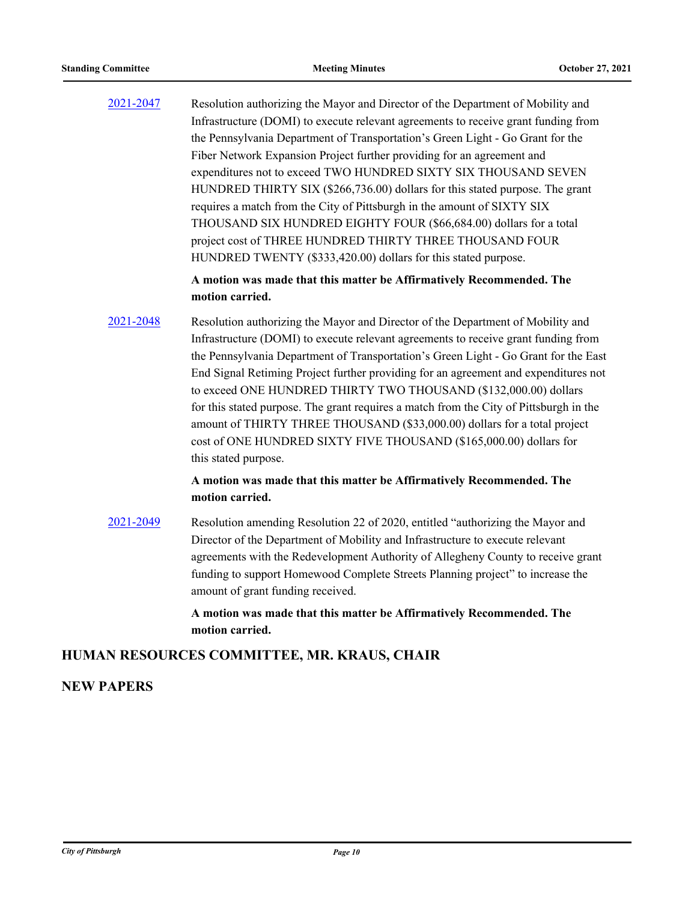[2021-2047](#) Resolution authorizing the Mayor and Director of the Department of Mobility and Infrastructure (DOMI) to execute relevant agreements to receive grant funding from the Pennsylvania Department of Transportation's Green Light - Go Grant for the Fiber Network Expansion Project further providing for an agreement and expenditures not to exceed TWO HUNDRED SIXTY SIX THOUSAND SEVEN HUNDRED THIRTY SIX ($266,736.00) dollars for this stated purpose. The grant requires a match from the City of Pittsburgh in the amount of SIXTY SIX THOUSAND SIX HUNDRED EIGHTY FOUR ($66,684.00) dollars for a total project cost of THREE HUNDRED THIRTY THREE THOUSAND FOUR HUNDRED TWENTY ($333,420.00) dollars for this stated purpose.

**A motion was made that this matter be Affirmatively Recommended. The motion carried.**

[2021-2048](#) Resolution authorizing the Mayor and Director of the Department of Mobility and Infrastructure (DOMI) to execute relevant agreements to receive grant funding from the Pennsylvania Department of Transportation's Green Light - Go Grant for the East End Signal Retiming Project further providing for an agreement and expenditures not to exceed ONE HUNDRED THIRTY TWO THOUSAND ($132,000.00) dollars for this stated purpose. The grant requires a match from the City of Pittsburgh in the amount of THIRTY THREE THOUSAND ($33,000.00) dollars for a total project cost of ONE HUNDRED SIXTY FIVE THOUSAND ($165,000.00) dollars for this stated purpose.

**A motion was made that this matter be Affirmatively Recommended. The motion carried.**

[2021-2049](#) Resolution amending Resolution 22 of 2020, entitled "authorizing the Mayor and Director of the Department of Mobility and Infrastructure to execute relevant agreements with the Redevelopment Authority of Allegheny County to receive grant funding to support Homewood Complete Streets Planning project" to increase the amount of grant funding received.

**A motion was made that this matter be Affirmatively Recommended. The motion carried.**

## HUMAN RESOURCES COMMITTEE, MR. KRAUS, CHAIR

## NEW PAPERS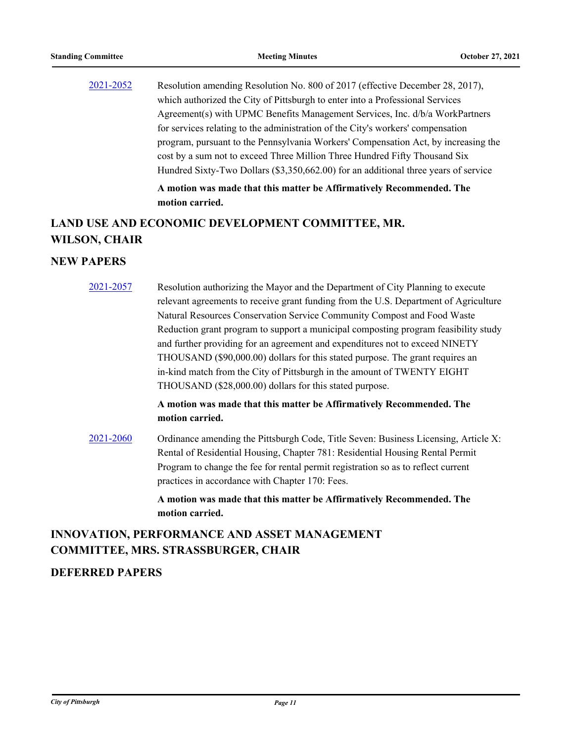2021-2052 Resolution amending Resolution No. 800 of 2017 (effective December 28, 2017), which authorized the City of Pittsburgh to enter into a Professional Services Agreement(s) with UPMC Benefits Management Services, Inc. d/b/a WorkPartners for services relating to the administration of the City's workers' compensation program, pursuant to the Pennsylvania Workers' Compensation Act, by increasing the cost by a sum not to exceed Three Million Three Hundred Fifty Thousand Six Hundred Sixty-Two Dollars ($3,350,662.00) for an additional three years of service

**A motion was made that this matter be Affirmatively Recommended. The motion carried.**

## LAND USE AND ECONOMIC DEVELOPMENT COMMITTEE, MR. WILSON, CHAIR

## NEW PAPERS

2021-2057 Resolution authorizing the Mayor and the Department of City Planning to execute relevant agreements to receive grant funding from the U.S. Department of Agriculture Natural Resources Conservation Service Community Compost and Food Waste Reduction grant program to support a municipal composting program feasibility study and further providing for an agreement and expenditures not to exceed NINETY THOUSAND ($90,000.00) dollars for this stated purpose. The grant requires an in-kind match from the City of Pittsburgh in the amount of TWENTY EIGHT THOUSAND ($28,000.00) dollars for this stated purpose.

**A motion was made that this matter be Affirmatively Recommended. The motion carried.**

2021-2060 Ordinance amending the Pittsburgh Code, Title Seven: Business Licensing, Article X: Rental of Residential Housing, Chapter 781: Residential Housing Rental Permit Program to change the fee for rental permit registration so as to reflect current practices in accordance with Chapter 170: Fees.

**A motion was made that this matter be Affirmatively Recommended. The motion carried.**

## INNOVATION, PERFORMANCE AND ASSET MANAGEMENT COMMITTEE, MRS. STRASSBURGER, CHAIR

## DEFERRED PAPERS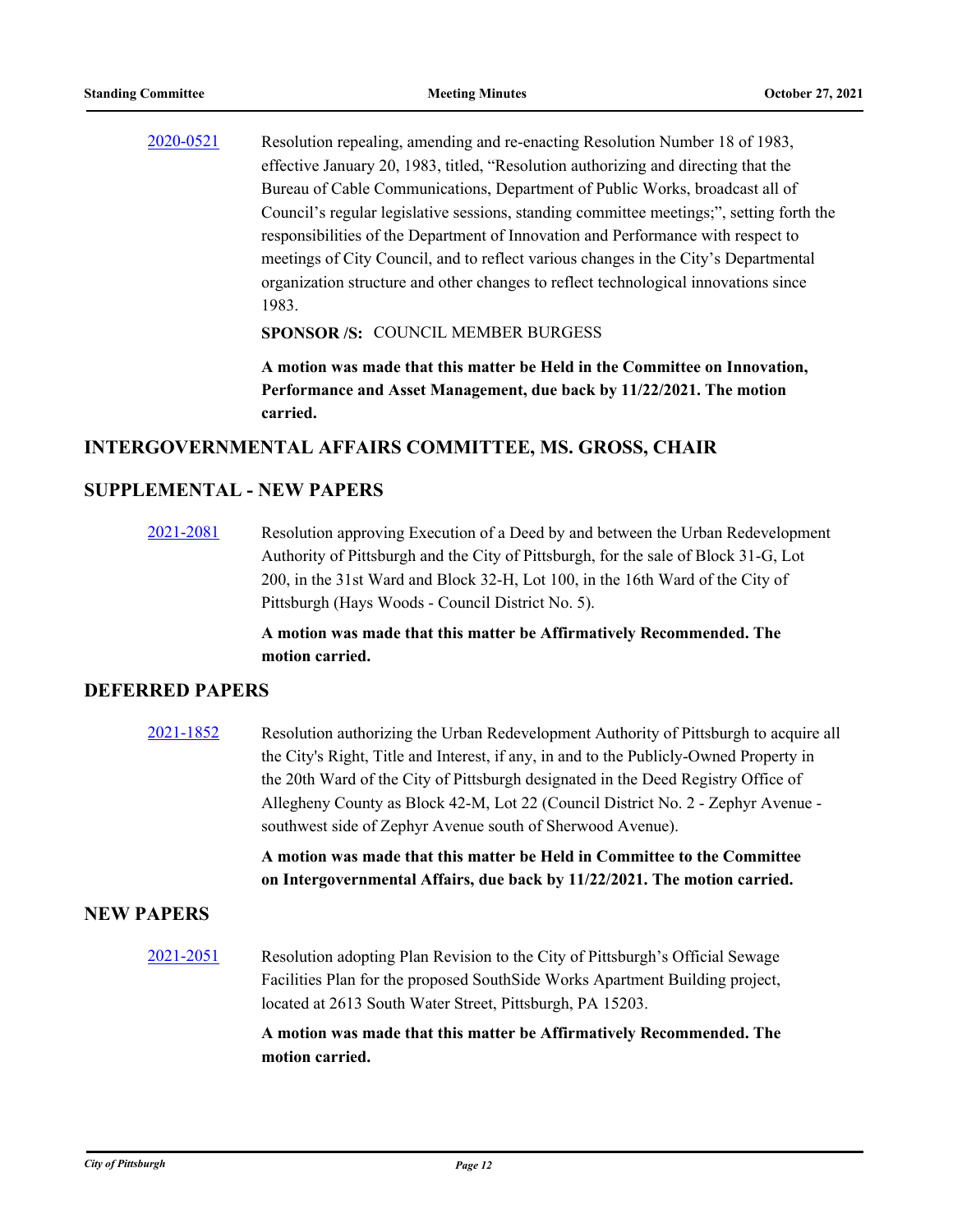[2020-0521](#) Resolution repealing, amending and re-enacting Resolution Number 18 of 1983, effective January 20, 1983, titled, "Resolution authorizing and directing that the Bureau of Cable Communications, Department of Public Works, broadcast all of Council's regular legislative sessions, standing committee meetings;", setting forth the responsibilities of the Department of Innovation and Performance with respect to meetings of City Council, and to reflect various changes in the City's Departmental organization structure and other changes to reflect technological innovations since 1983.

**SPONSOR /S:** COUNCIL MEMBER BURGESS

**A motion was made that this matter be Held in the Committee on Innovation, Performance and Asset Management, due back by 11/22/2021. The motion carried.**

## INTERGOVERNMENTAL AFFAIRS COMMITTEE, MS. GROSS, CHAIR

## SUPPLEMENTAL - NEW PAPERS

[2021-2081](#) Resolution approving Execution of a Deed by and between the Urban Redevelopment Authority of Pittsburgh and the City of Pittsburgh, for the sale of Block 31-G, Lot 200, in the 31st Ward and Block 32-H, Lot 100, in the 16th Ward of the City of Pittsburgh (Hays Woods - Council District No. 5).

**A motion was made that this matter be Affirmatively Recommended. The motion carried.**

## DEFERRED PAPERS

[2021-1852](#) Resolution authorizing the Urban Redevelopment Authority of Pittsburgh to acquire all the City's Right, Title and Interest, if any, in and to the Publicly-Owned Property in the 20th Ward of the City of Pittsburgh designated in the Deed Registry Office of Allegheny County as Block 42-M, Lot 22 (Council District No. 2 - Zephyr Avenue - southwest side of Zephyr Avenue south of Sherwood Avenue).

**A motion was made that this matter be Held in Committee to the Committee on Intergovernmental Affairs, due back by 11/22/2021. The motion carried.**

## NEW PAPERS

[2021-2051](#) Resolution adopting Plan Revision to the City of Pittsburgh's Official Sewage Facilities Plan for the proposed SouthSide Works Apartment Building project, located at 2613 South Water Street, Pittsburgh, PA 15203.

**A motion was made that this matter be Affirmatively Recommended. The motion carried.**